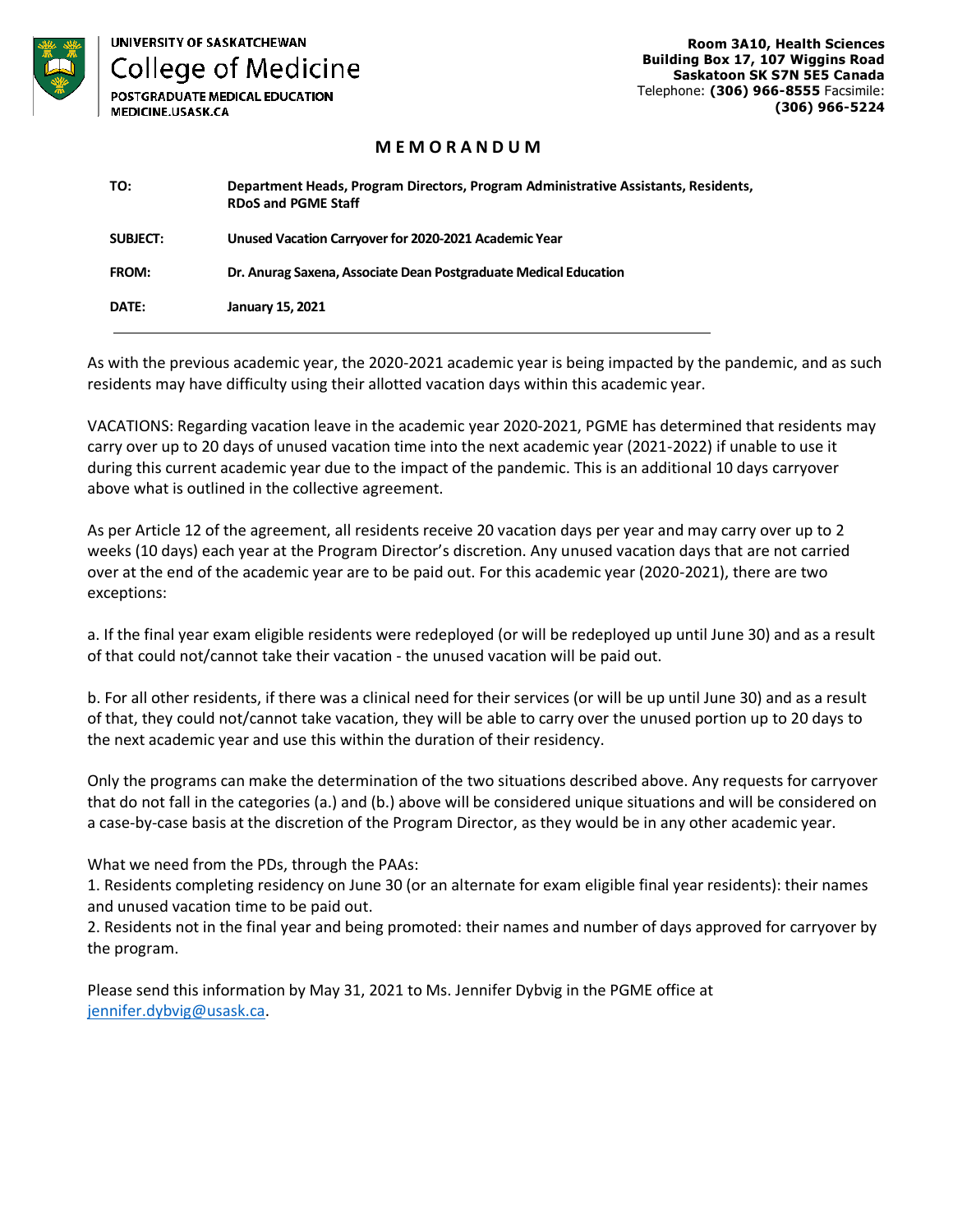UNIVERSITY OF SASKATCHEWAN
**College of Medicine**
POSTGRADUATE MEDICAL EDUCATION
MEDICINE.USASK.CA

**Room 3A10, Health Sciences**
**Building Box 17, 107 Wiggins Road**
**Saskatoon SK S7N 5E5 Canada**
Telephone: **(306) 966-8555** Facsimile: **(306) 966-5224**

# M E M O R A N D U M

| | |
|---|---|
| **TO:** | **Department Heads, Program Directors, Program Administrative Assistants, Residents, RDoS and PGME Staff** |
| **SUBJECT:** | **Unused Vacation Carryover for 2020-2021 Academic Year** |
| **FROM:** | **Dr. Anurag Saxena, Associate Dean Postgraduate Medical Education** |
| **DATE:** | **January 15, 2021** |

---

As with the previous academic year, the 2020-2021 academic year is being impacted by the pandemic, and as such residents may have difficulty using their allotted vacation days within this academic year.

VACATIONS: Regarding vacation leave in the academic year 2020-2021, PGME has determined that residents may carry over up to 20 days of unused vacation time into the next academic year (2021-2022) if unable to use it during this current academic year due to the impact of the pandemic. This is an additional 10 days carryover above what is outlined in the collective agreement.

As per Article 12 of the agreement, all residents receive 20 vacation days per year and may carry over up to 2 weeks (10 days) each year at the Program Director's discretion. Any unused vacation days that are not carried over at the end of the academic year are to be paid out. For this academic year (2020-2021), there are two exceptions:

a. If the final year exam eligible residents were redeployed (or will be redeployed up until June 30) and as a result of that could not/cannot take their vacation - the unused vacation will be paid out.

b. For all other residents, if there was a clinical need for their services (or will be up until June 30) and as a result of that, they could not/cannot take vacation, they will be able to carry over the unused portion up to 20 days to the next academic year and use this within the duration of their residency.

Only the programs can make the determination of the two situations described above. Any requests for carryover that do not fall in the categories (a.) and (b.) above will be considered unique situations and will be considered on a case-by-case basis at the discretion of the Program Director, as they would be in any other academic year.

What we need from the PDs, through the PAAs:

1. Residents completing residency on June 30 (or an alternate for exam eligible final year residents): their names and unused vacation time to be paid out.
2. Residents not in the final year and being promoted: their names and number of days approved for carryover by the program.

Please send this information by May 31, 2021 to Ms. Jennifer Dybvig in the PGME office at [jennifer.dybvig@usask.ca](mailto:jennifer.dybvig@usask.ca).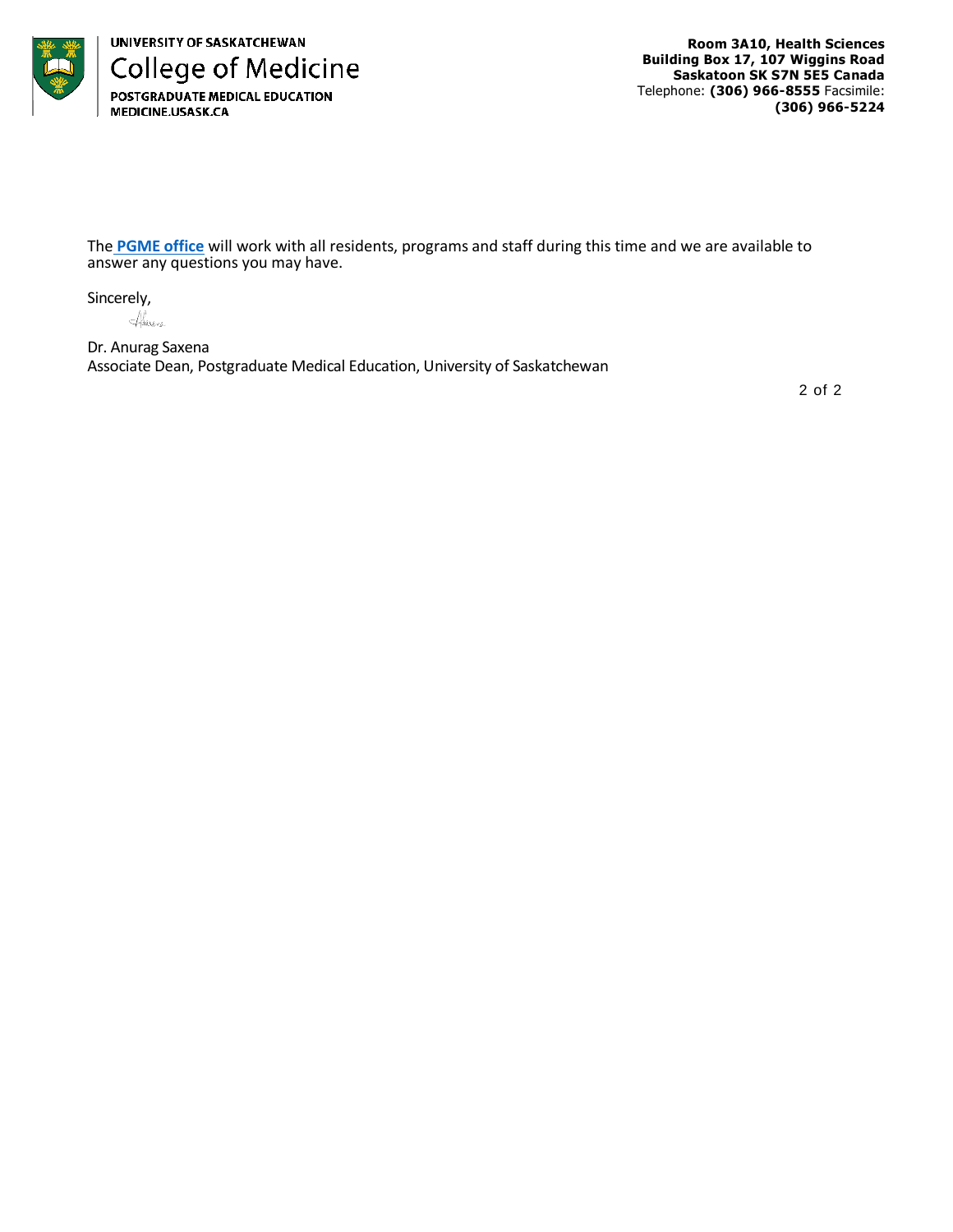The **PGME office** will work with all residents, programs and staff during this time and we are available to answer any questions you may have.

Sincerely,

Dr. Anurag Saxena
Associate Dean, Postgraduate Medical Education, University of Saskatchewan